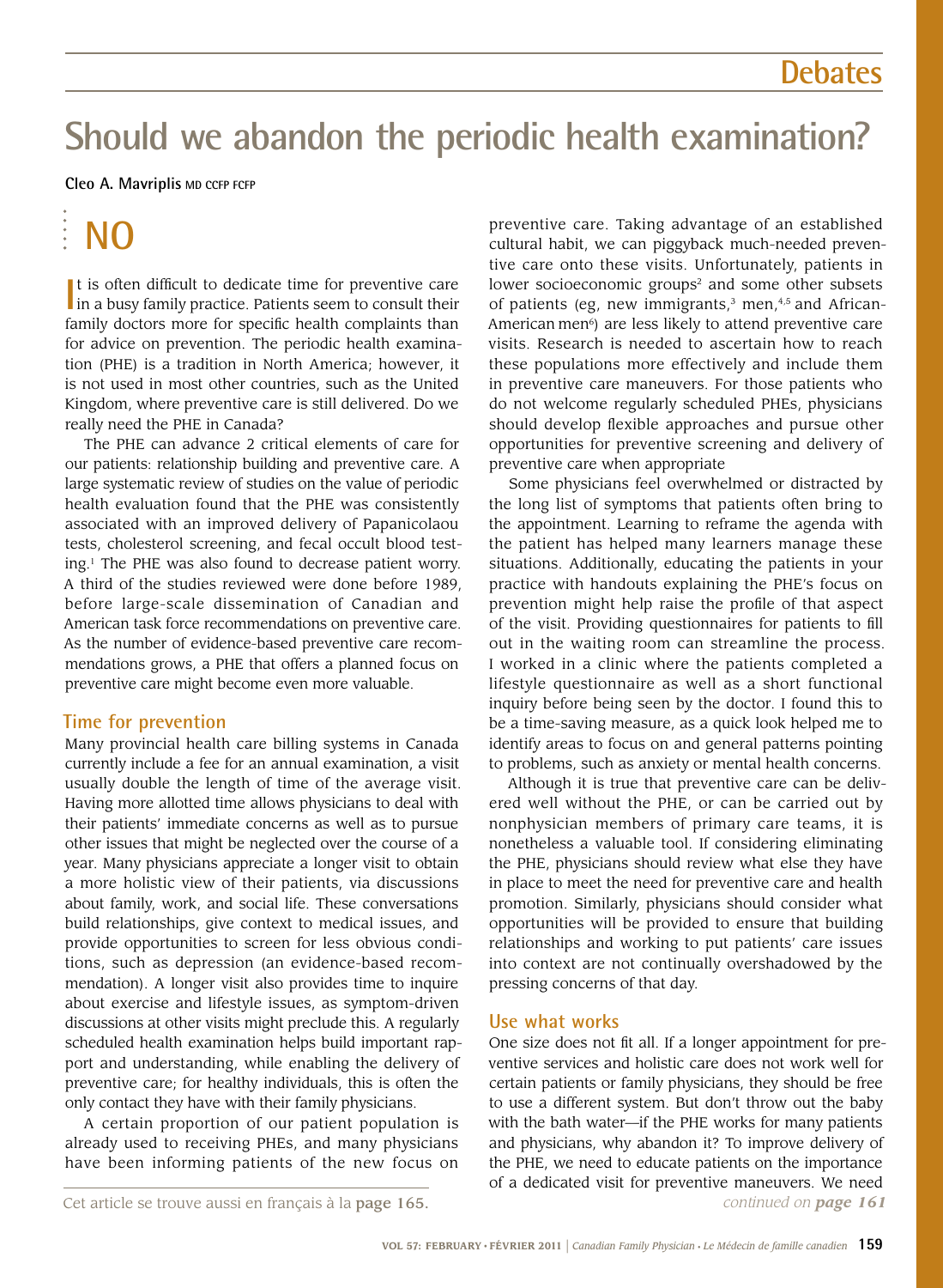# Debates

# Should we abandon the periodic health examination?

**Cleo A. Mavriplis** MD CCFP FCFP

## NO

It is often difficult to dedicate time for preventive care in a busy family practice. Patients seem to consult their family doctors more for specific health complaints than for advice on prevention. The periodic health examination (PHE) is a tradition in North America; however, it is not used in most other countries, such as the United Kingdom, where preventive care is still delivered. Do we really need the PHE in Canada?

The PHE can advance 2 critical elements of care for our patients: relationship building and preventive care. A large systematic review of studies on the value of periodic health evaluation found that the PHE was consistently associated with an improved delivery of Papanicolaou tests, cholesterol screening, and fecal occult blood testing.[1] The PHE was also found to decrease patient worry. A third of the studies reviewed were done before 1989, before large-scale dissemination of Canadian and American task force recommendations on preventive care. As the number of evidence-based preventive care recommendations grows, a PHE that offers a planned focus on preventive care might become even more valuable.

### Time for prevention

Many provincial health care billing systems in Canada currently include a fee for an annual examination, a visit usually double the length of time of the average visit. Having more allotted time allows physicians to deal with their patients' immediate concerns as well as to pursue other issues that might be neglected over the course of a year. Many physicians appreciate a longer visit to obtain a more holistic view of their patients, via discussions about family, work, and social life. These conversations build relationships, give context to medical issues, and provide opportunities to screen for less obvious conditions, such as depression (an evidence-based recommendation). A longer visit also provides time to inquire about exercise and lifestyle issues, as symptom-driven discussions at other visits might preclude this. A regularly scheduled health examination helps build important rapport and understanding, while enabling the delivery of preventive care; for healthy individuals, this is often the only contact they have with their family physicians.

A certain proportion of our patient population is already used to receiving PHEs, and many physicians have been informing patients of the new focus on preventive care. Taking advantage of an established cultural habit, we can piggyback much-needed preventive care onto these visits. Unfortunately, patients in lower socioeconomic groups[2] and some other subsets of patients (eg, new immigrants,[3] men,[4,5] and African-American men[6]) are less likely to attend preventive care visits. Research is needed to ascertain how to reach these populations more effectively and include them in preventive care maneuvers. For those patients who do not welcome regularly scheduled PHEs, physicians should develop flexible approaches and pursue other opportunities for preventive screening and delivery of preventive care when appropriate

Some physicians feel overwhelmed or distracted by the long list of symptoms that patients often bring to the appointment. Learning to reframe the agenda with the patient has helped many learners manage these situations. Additionally, educating the patients in your practice with handouts explaining the PHE's focus on prevention might help raise the profile of that aspect of the visit. Providing questionnaires for patients to fill out in the waiting room can streamline the process. I worked in a clinic where the patients completed a lifestyle questionnaire as well as a short functional inquiry before being seen by the doctor. I found this to be a time-saving measure, as a quick look helped me to identify areas to focus on and general patterns pointing to problems, such as anxiety or mental health concerns.

Although it is true that preventive care can be delivered well without the PHE, or can be carried out by nonphysician members of primary care teams, it is nonetheless a valuable tool. If considering eliminating the PHE, physicians should review what else they have in place to meet the need for preventive care and health promotion. Similarly, physicians should consider what opportunities will be provided to ensure that building relationships and working to put patients' care issues into context are not continually overshadowed by the pressing concerns of that day.

### Use what works

One size does not fit all. If a longer appointment for preventive services and holistic care does not work well for certain patients or family physicians, they should be free to use a different system. But don't throw out the baby with the bath water—if the PHE works for many patients and physicians, why abandon it? To improve delivery of the PHE, we need to educate patients on the importance of a dedicated visit for preventive maneuvers. We need

*continued on **page 161***

Cet article se trouve aussi en français à la **page 165.**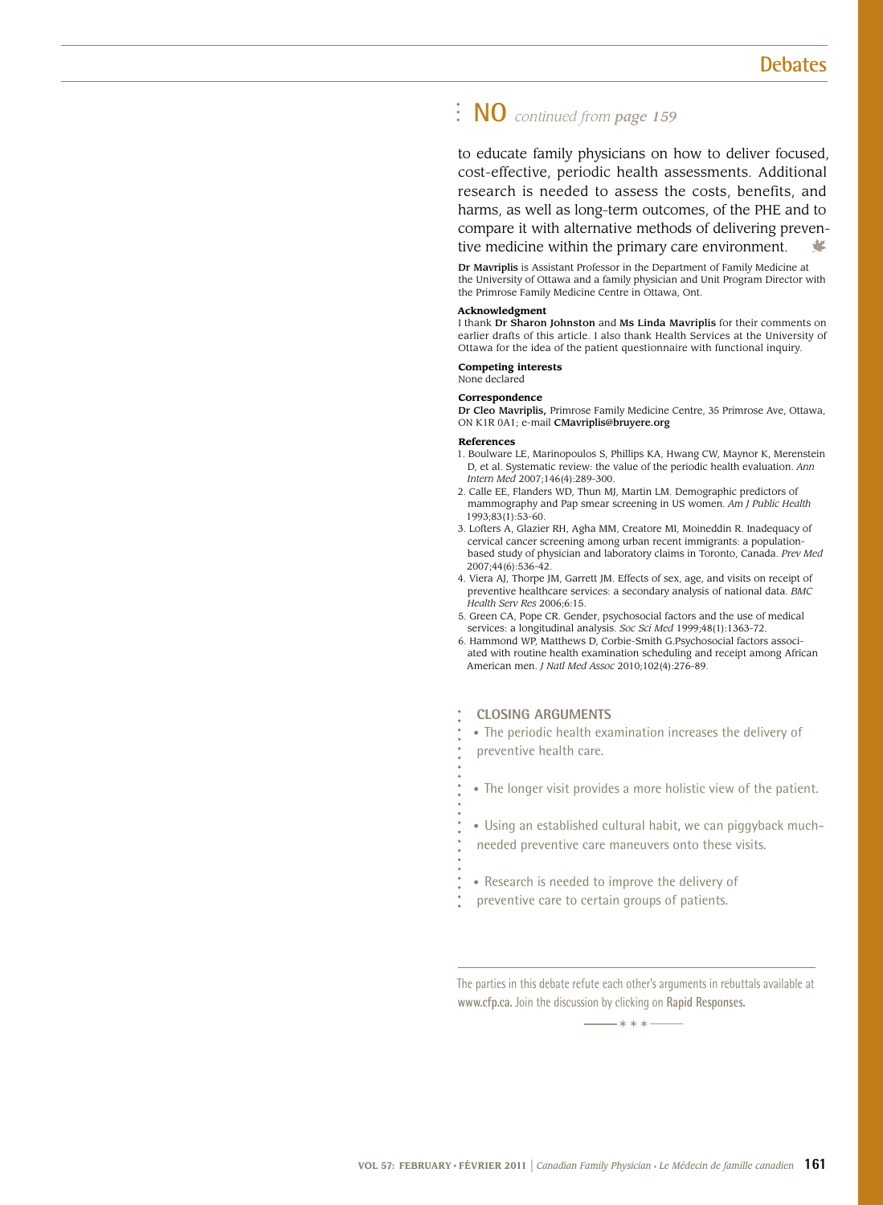## NO *continued from page 159*

to educate family physicians on how to deliver focused, cost-effective, periodic health assessments. Additional research is needed to assess the costs, benefits, and harms, as well as long-term outcomes, of the PHE and to compare it with alternative methods of delivering preventive medicine within the primary care environment.

**Dr Mavriplis** is Assistant Professor in the Department of Family Medicine at the University of Ottawa and a family physician and Unit Program Director with the Primrose Family Medicine Centre in Ottawa, Ont.

#### Acknowledgment

I thank **Dr Sharon Johnston** and **Ms Linda Mavriplis** for their comments on earlier drafts of this article. I also thank Health Services at the University of Ottawa for the idea of the patient questionnaire with functional inquiry.

#### Competing interests

None declared

#### Correspondence

**Dr Cleo Mavriplis,** Primrose Family Medicine Centre, 35 Primrose Ave, Ottawa, ON K1R 0A1; e-mail **CMavriplis@bruyere.org**

#### References

1. Boulware LE, Marinopoulos S, Phillips KA, Hwang CW, Maynor K, Merenstein D, et al. Systematic review: the value of the periodic health evaluation. *Ann Intern Med* 2007;146(4):289-300.
2. Calle EE, Flanders WD, Thun MJ, Martin LM. Demographic predictors of mammography and Pap smear screening in US women. *Am J Public Health* 1993;83(1):53-60.
3. Lofters A, Glazier RH, Agha MM, Creatore MI, Moineddin R. Inadequacy of cervical cancer screening among urban recent immigrants: a population-based study of physician and laboratory claims in Toronto, Canada. *Prev Med* 2007;44(6):536-42.
4. Viera AJ, Thorpe JM, Garrett JM. Effects of sex, age, and visits on receipt of preventive healthcare services: a secondary analysis of national data. *BMC Health Serv Res* 2006;6:15.
5. Green CA, Pope CR. Gender, psychosocial factors and the use of medical services: a longitudinal analysis. *Soc Sci Med* 1999;48(1):1363-72.
6. Hammond WP, Matthews D, Corbie-Smith G.Psychosocial factors associated with routine health examination scheduling and receipt among African American men. *J Natl Med Assoc* 2010;102(4):276-89.

### CLOSING ARGUMENTS

- The periodic health examination increases the delivery of preventive health care.
- The longer visit provides a more holistic view of the patient.
- Using an established cultural habit, we can piggyback much-needed preventive care maneuvers onto these visits.
- Research is needed to improve the delivery of preventive care to certain groups of patients.

The parties in this debate refute each other's arguments in rebuttals available at www.cfp.ca. Join the discussion by clicking on Rapid Responses.